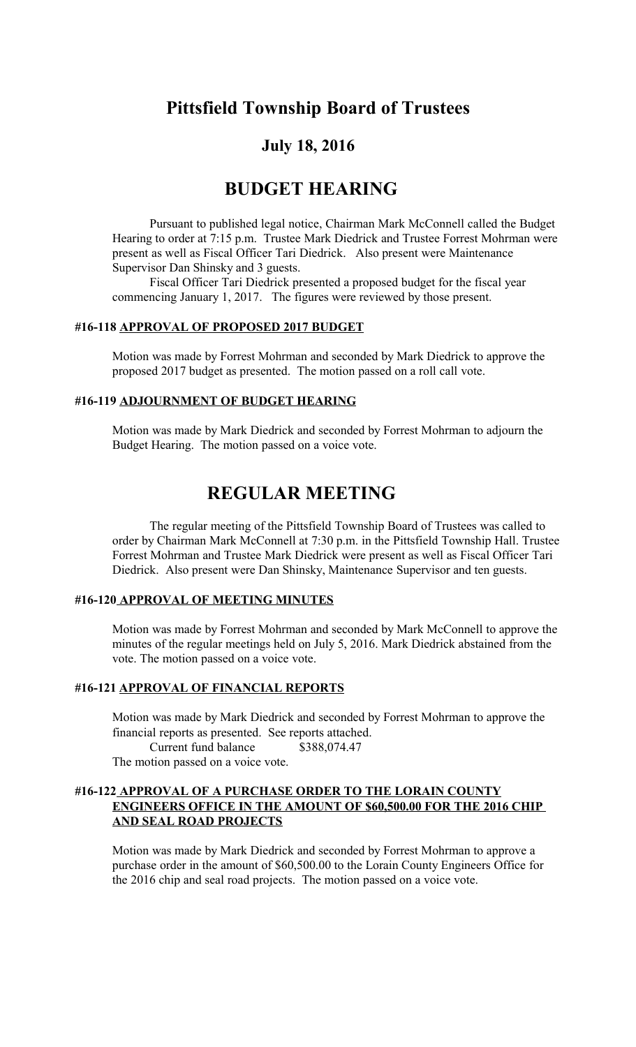# Pittsfield Township Board of Trustees

## July 18, 2016

# BUDGET HEARING

Pursuant to published legal notice, Chairman Mark McConnell called the Budget Hearing to order at 7:15 p.m. Trustee Mark Diedrick and Trustee Forrest Mohrman were present as well as Fiscal Officer Tari Diedrick. Also present were Maintenance Supervisor Dan Shinsky and 3 guests.

Fiscal Officer Tari Diedrick presented a proposed budget for the fiscal year commencing January 1, 2017. The figures were reviewed by those present.

### #16-118 APPROVAL OF PROPOSED 2017 BUDGET

Motion was made by Forrest Mohrman and seconded by Mark Diedrick to approve the proposed 2017 budget as presented. The motion passed on a roll call vote.

### #16-119 ADJOURNMENT OF BUDGET HEARING

Motion was made by Mark Diedrick and seconded by Forrest Mohrman to adjourn the Budget Hearing. The motion passed on a voice vote.

# REGULAR MEETING

The regular meeting of the Pittsfield Township Board of Trustees was called to order by Chairman Mark McConnell at 7:30 p.m. in the Pittsfield Township Hall. Trustee Forrest Mohrman and Trustee Mark Diedrick were present as well as Fiscal Officer Tari Diedrick. Also present were Dan Shinsky, Maintenance Supervisor and ten guests.

### #16-120 APPROVAL OF MEETING MINUTES

Motion was made by Forrest Mohrman and seconded by Mark McConnell to approve the minutes of the regular meetings held on July 5, 2016. Mark Diedrick abstained from the vote. The motion passed on a voice vote.

### #16-121 APPROVAL OF FINANCIAL REPORTS

Motion was made by Mark Diedrick and seconded by Forrest Mohrman to approve the financial reports as presented. See reports attached.

Current fund balance $388,074.47

The motion passed on a voice vote.

### #16-122 APPROVAL OF A PURCHASE ORDER TO THE LORAIN COUNTY ENGINEERS OFFICE IN THE AMOUNT OF $60,500.00 FOR THE 2016 CHIP AND SEAL ROAD PROJECTS

Motion was made by Mark Diedrick and seconded by Forrest Mohrman to approve a purchase order in the amount of $60,500.00 to the Lorain County Engineers Office for the 2016 chip and seal road projects. The motion passed on a voice vote.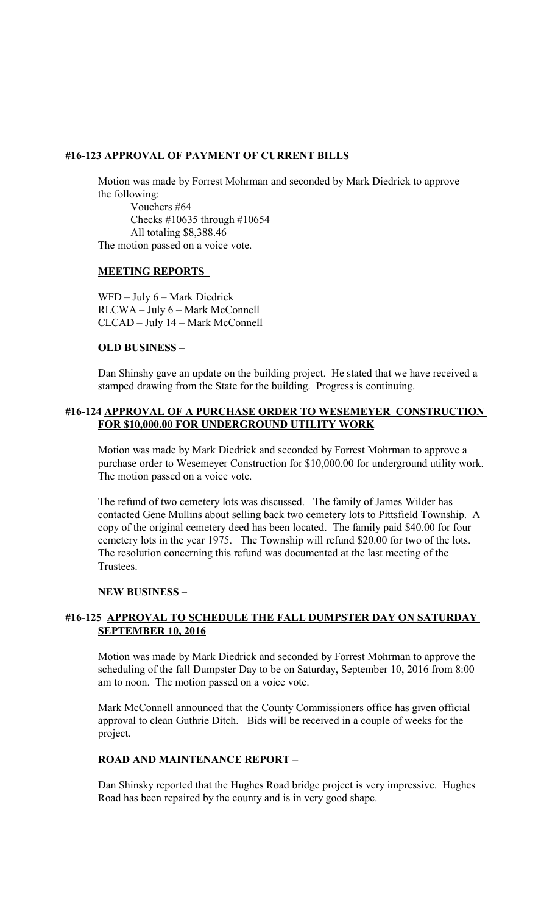#### #16-123 APPROVAL OF PAYMENT OF CURRENT BILLS

Motion was made by Forrest Mohrman and seconded by Mark Diedrick to approve the following:

Vouchers #64
Checks #10635 through #10654
All totaling $8,388.46

The motion passed on a voice vote.

**MEETING REPORTS**

WFD – July 6 – Mark Diedrick
RLCWA – July 6 – Mark McConnell
CLCAD – July 14 – Mark McConnell

**OLD BUSINESS –**

Dan Shinshy gave an update on the building project. He stated that we have received a stamped drawing from the State for the building. Progress is continuing.

#### #16-124 APPROVAL OF A PURCHASE ORDER TO WESEMEYER CONSTRUCTION FOR $10,000.00 FOR UNDERGROUND UTILITY WORK

Motion was made by Mark Diedrick and seconded by Forrest Mohrman to approve a purchase order to Wesemeyer Construction for $10,000.00 for underground utility work. The motion passed on a voice vote.

The refund of two cemetery lots was discussed. The family of James Wilder has contacted Gene Mullins about selling back two cemetery lots to Pittsfield Township. A copy of the original cemetery deed has been located. The family paid $40.00 for four cemetery lots in the year 1975. The Township will refund $20.00 for two of the lots. The resolution concerning this refund was documented at the last meeting of the Trustees.

**NEW BUSINESS –**

#### #16-125 APPROVAL TO SCHEDULE THE FALL DUMPSTER DAY ON SATURDAY SEPTEMBER 10, 2016

Motion was made by Mark Diedrick and seconded by Forrest Mohrman to approve the scheduling of the fall Dumpster Day to be on Saturday, September 10, 2016 from 8:00 am to noon. The motion passed on a voice vote.

Mark McConnell announced that the County Commissioners office has given official approval to clean Guthrie Ditch. Bids will be received in a couple of weeks for the project.

**ROAD AND MAINTENANCE REPORT –**

Dan Shinsky reported that the Hughes Road bridge project is very impressive. Hughes Road has been repaired by the county and is in very good shape.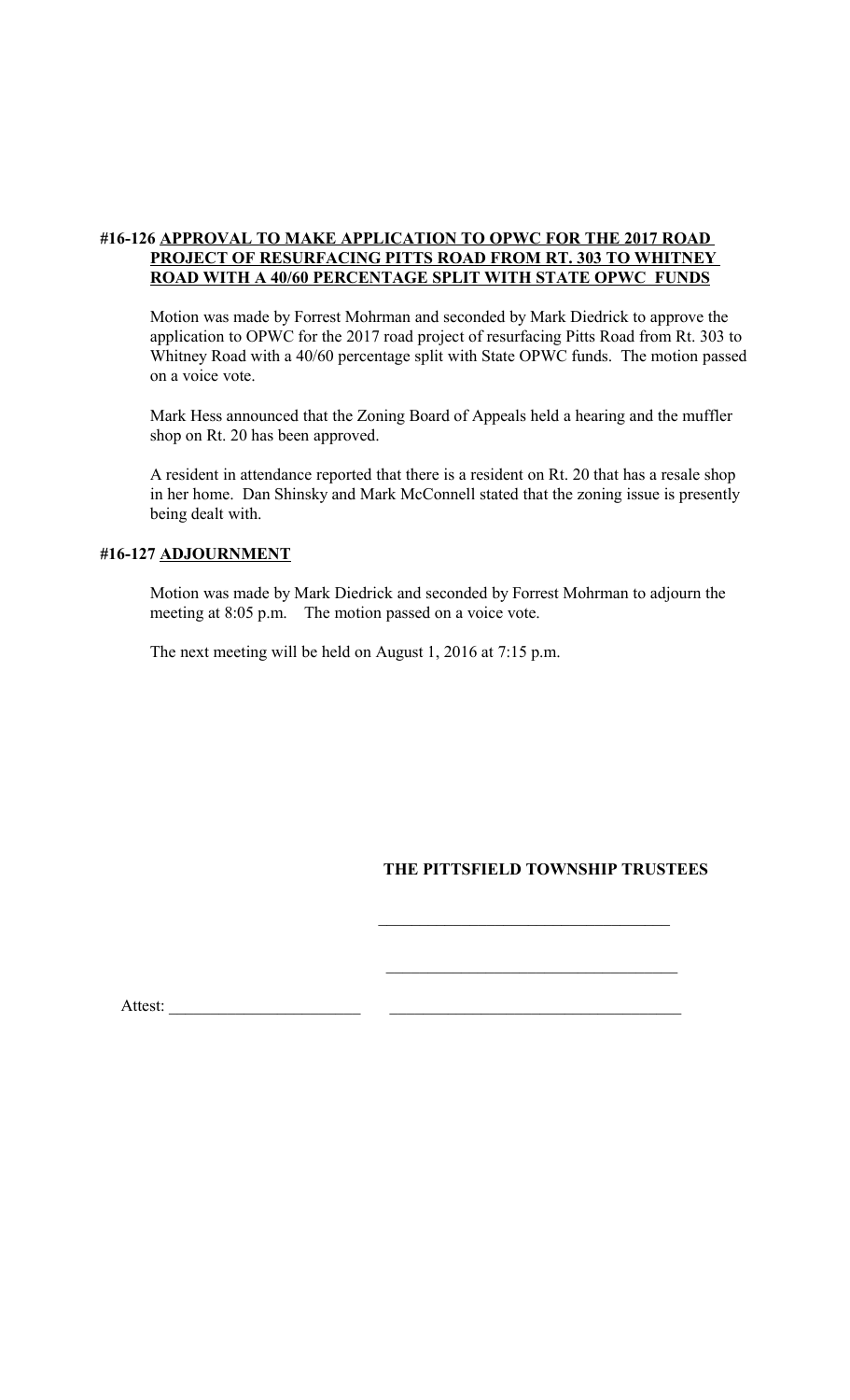**#16-126 APPROVAL TO MAKE APPLICATION TO OPWC FOR THE 2017 ROAD PROJECT OF RESURFACING PITTS ROAD FROM RT. 303 TO WHITNEY ROAD WITH A 40/60 PERCENTAGE SPLIT WITH STATE OPWC FUNDS**

Motion was made by Forrest Mohrman and seconded by Mark Diedrick to approve the application to OPWC for the 2017 road project of resurfacing Pitts Road from Rt. 303 to Whitney Road with a 40/60 percentage split with State OPWC funds. The motion passed on a voice vote.

Mark Hess announced that the Zoning Board of Appeals held a hearing and the muffler shop on Rt. 20 has been approved.

A resident in attendance reported that there is a resident on Rt. 20 that has a resale shop in her home. Dan Shinsky and Mark McConnell stated that the zoning issue is presently being dealt with.

**#16-127 ADJOURNMENT**

Motion was made by Mark Diedrick and seconded by Forrest Mohrman to adjourn the meeting at 8:05 p.m. The motion passed on a voice vote.

The next meeting will be held on August 1, 2016 at 7:15 p.m.

**THE PITTSFIELD TOWNSHIP TRUSTEES**

\_\_\_\_\_\_\_\_\_\_\_\_\_\_\_\_\_\_\_\_\_\_\_\_\_\_\_\_\_\_\_\_\_\_

\_\_\_\_\_\_\_\_\_\_\_\_\_\_\_\_\_\_\_\_\_\_\_\_\_\_\_\_\_\_\_\_\_\_

Attest: \_\_\_\_\_\_\_\_\_\_\_\_\_\_\_\_\_\_\_\_\_\_\_ \_\_\_\_\_\_\_\_\_\_\_\_\_\_\_\_\_\_\_\_\_\_\_\_\_\_\_\_\_\_\_\_\_\_